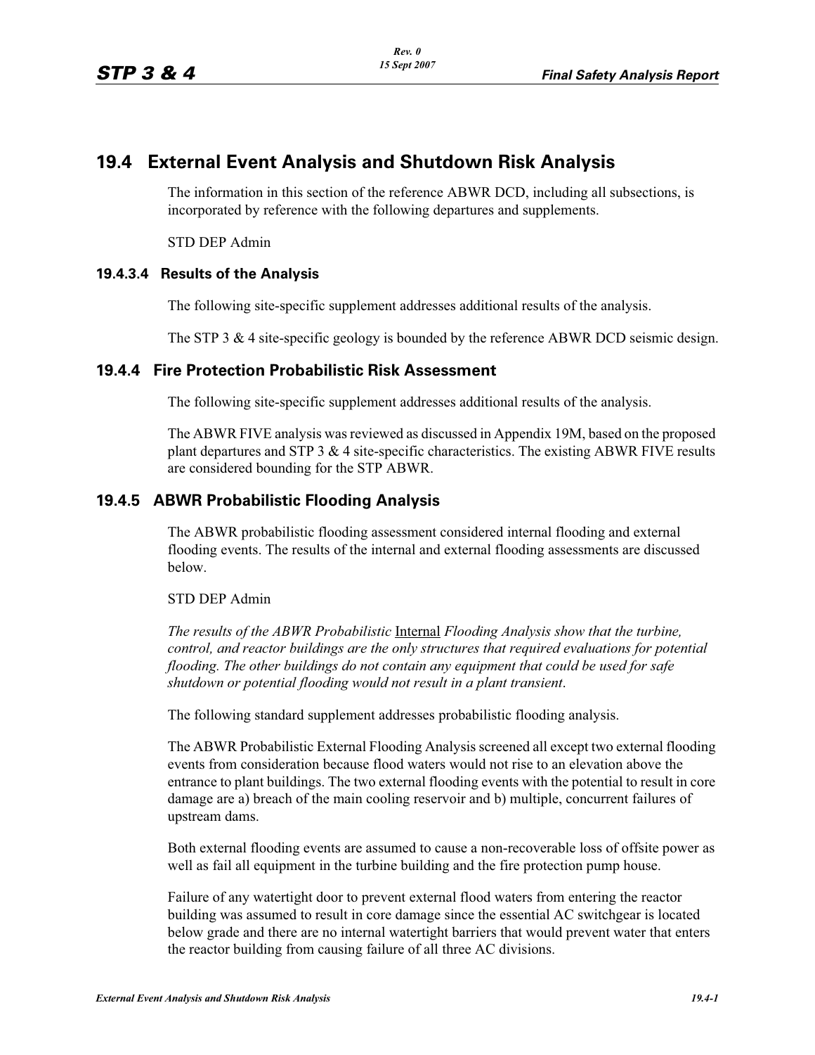# 19.4 External Event Analysis and Shutdown Risk Analysis

The information in this section of the reference ABWR DCD, including all subsections, is incorporated by reference with the following departures and supplements.

STD DEP Admin

### 19.4.3.4 Results of the Analysis

The following site-specific supplement addresses additional results of the analysis.

The STP 3 & 4 site-specific geology is bounded by the reference ABWR DCD seismic design.

## 19.4.4 Fire Protection Probabilistic Risk Assessment

The following site-specific supplement addresses additional results of the analysis.

The ABWR FIVE analysis was reviewed as discussed in Appendix 19M, based on the proposed plant departures and STP 3 & 4 site-specific characteristics. The existing ABWR FIVE results are considered bounding for the STP ABWR.

## 19.4.5 ABWR Probabilistic Flooding Analysis

The ABWR probabilistic flooding assessment considered internal flooding and external flooding events. The results of the internal and external flooding assessments are discussed below.

STD DEP Admin

*The results of the ABWR Probabilistic* <u>Internal</u> *Flooding Analysis show that the turbine, control, and reactor buildings are the only structures that required evaluations for potential flooding. The other buildings do not contain any equipment that could be used for safe shutdown or potential flooding would not result in a plant transient*.

The following standard supplement addresses probabilistic flooding analysis.

The ABWR Probabilistic External Flooding Analysis screened all except two external flooding events from consideration because flood waters would not rise to an elevation above the entrance to plant buildings. The two external flooding events with the potential to result in core damage are a) breach of the main cooling reservoir and b) multiple, concurrent failures of upstream dams.

Both external flooding events are assumed to cause a non-recoverable loss of offsite power as well as fail all equipment in the turbine building and the fire protection pump house.

Failure of any watertight door to prevent external flood waters from entering the reactor building was assumed to result in core damage since the essential AC switchgear is located below grade and there are no internal watertight barriers that would prevent water that enters the reactor building from causing failure of all three AC divisions.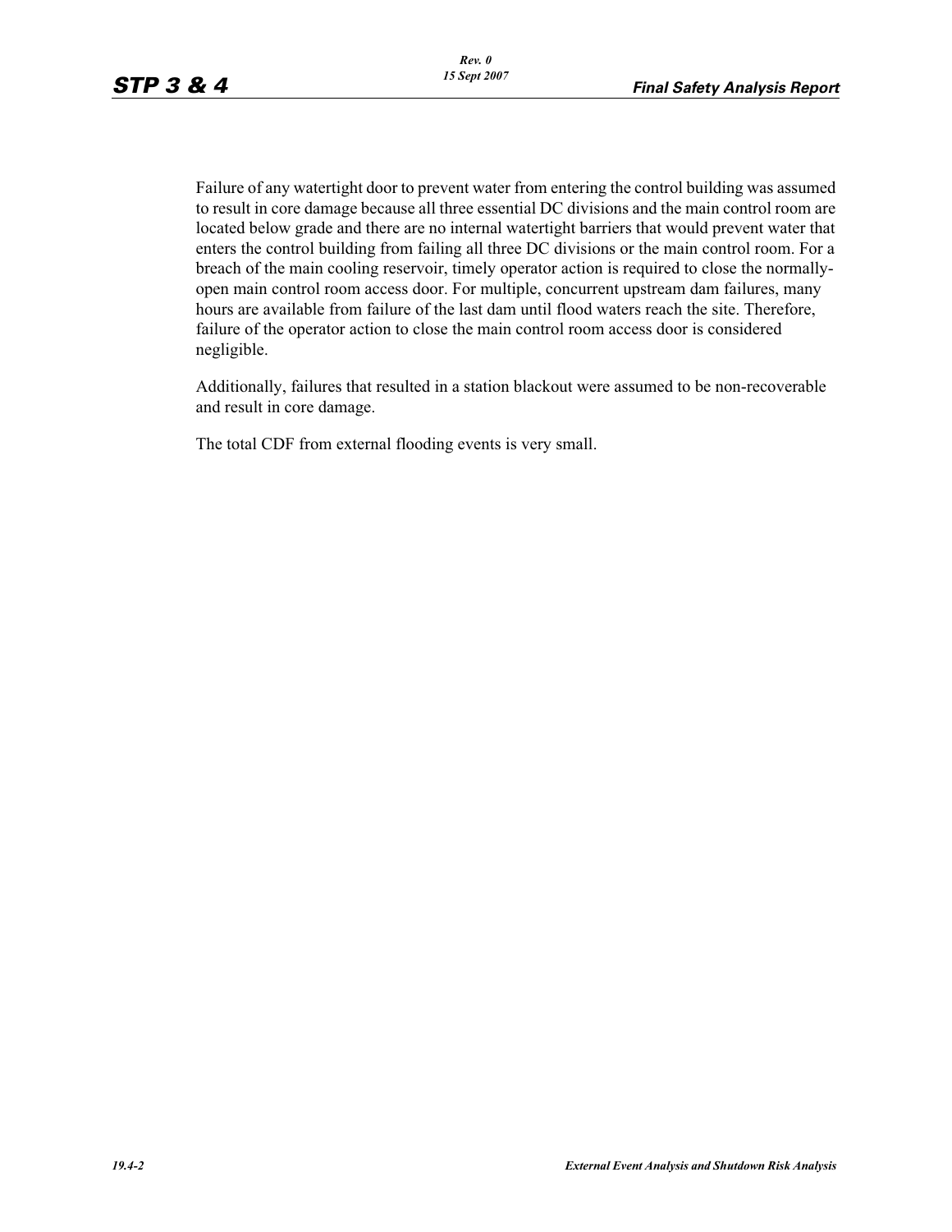Failure of any watertight door to prevent water from entering the control building was assumed to result in core damage because all three essential DC divisions and the main control room are located below grade and there are no internal watertight barriers that would prevent water that enters the control building from failing all three DC divisions or the main control room. For a breach of the main cooling reservoir, timely operator action is required to close the normally-open main control room access door. For multiple, concurrent upstream dam failures, many hours are available from failure of the last dam until flood waters reach the site. Therefore, failure of the operator action to close the main control room access door is considered negligible.

Additionally, failures that resulted in a station blackout were assumed to be non-recoverable and result in core damage.

The total CDF from external flooding events is very small.